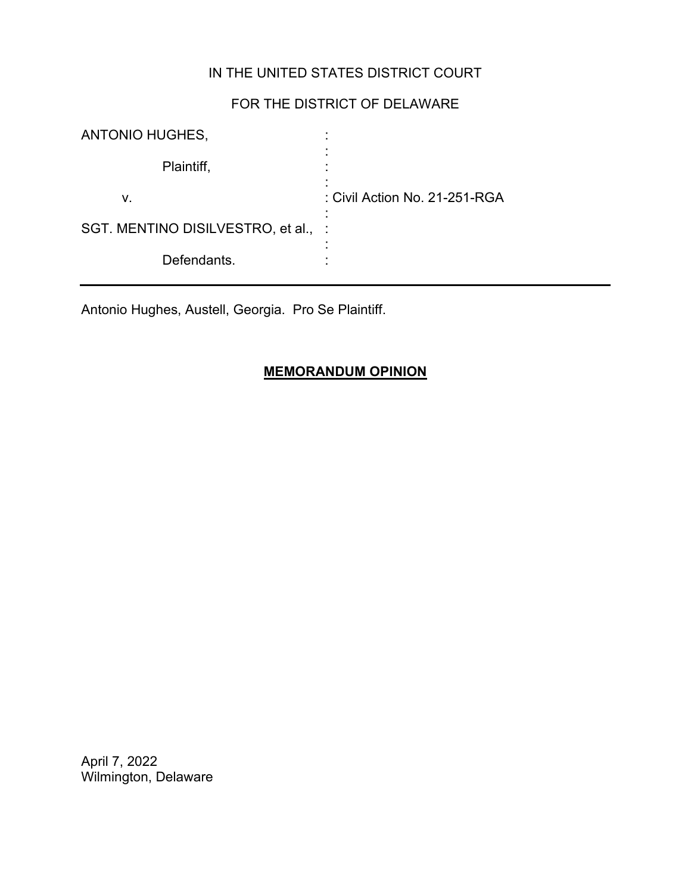IN THE UNITED STATES DISTRICT COURT

FOR THE DISTRICT OF DELAWARE

| | | |
|---|---|---|
| ANTONIO HUGHES, | : | |
| Plaintiff, | : | |
| v. | : | Civil Action No. 21-251-RGA |
| SGT. MENTINO DISILVESTRO, et al., | : | |
| Defendants. | : | |

---

Antonio Hughes, Austell, Georgia. Pro Se Plaintiff.

## MEMORANDUM OPINION

April 7, 2022
Wilmington, Delaware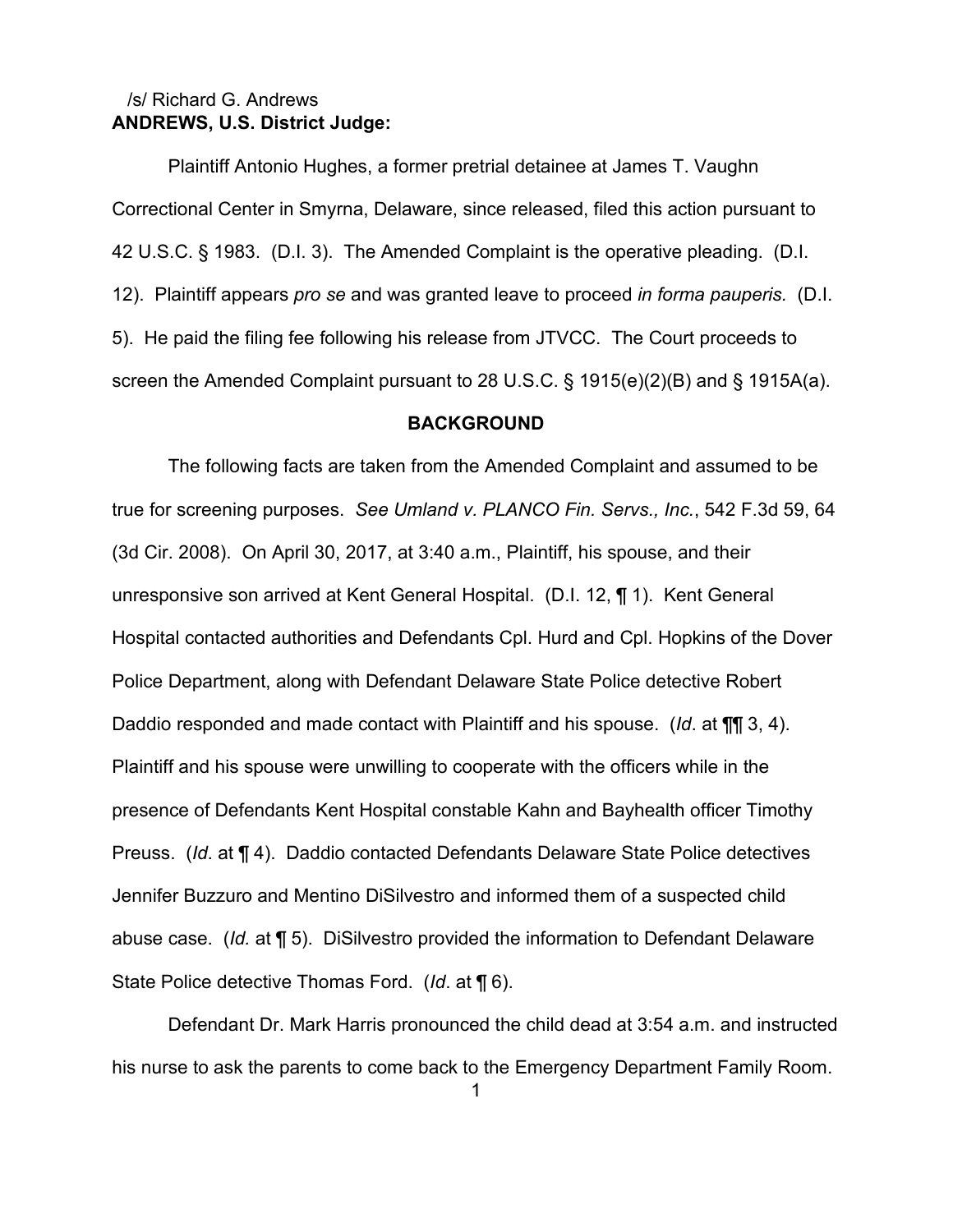/s/ Richard G. Andrews

**ANDREWS, U.S. District Judge:**

Plaintiff Antonio Hughes, a former pretrial detainee at James T. Vaughn Correctional Center in Smyrna, Delaware, since released, filed this action pursuant to 42 U.S.C. § 1983. (D.I. 3). The Amended Complaint is the operative pleading. (D.I. 12). Plaintiff appears *pro se* and was granted leave to proceed *in forma pauperis.* (D.I. 5). He paid the filing fee following his release from JTVCC. The Court proceeds to screen the Amended Complaint pursuant to 28 U.S.C. § 1915(e)(2)(B) and § 1915A(a).

## BACKGROUND

The following facts are taken from the Amended Complaint and assumed to be true for screening purposes. *See Umland v. PLANCO Fin. Servs., Inc.*, 542 F.3d 59, 64 (3d Cir. 2008). On April 30, 2017, at 3:40 a.m., Plaintiff, his spouse, and their unresponsive son arrived at Kent General Hospital. (D.I. 12, ¶ 1). Kent General Hospital contacted authorities and Defendants Cpl. Hurd and Cpl. Hopkins of the Dover Police Department, along with Defendant Delaware State Police detective Robert Daddio responded and made contact with Plaintiff and his spouse. (*Id*. at ¶¶ 3, 4). Plaintiff and his spouse were unwilling to cooperate with the officers while in the presence of Defendants Kent Hospital constable Kahn and Bayhealth officer Timothy Preuss. (*Id*. at ¶ 4). Daddio contacted Defendants Delaware State Police detectives Jennifer Buzzuro and Mentino DiSilvestro and informed them of a suspected child abuse case. (*Id.* at ¶ 5). DiSilvestro provided the information to Defendant Delaware State Police detective Thomas Ford. (*Id*. at ¶ 6).

Defendant Dr. Mark Harris pronounced the child dead at 3:54 a.m. and instructed his nurse to ask the parents to come back to the Emergency Department Family Room.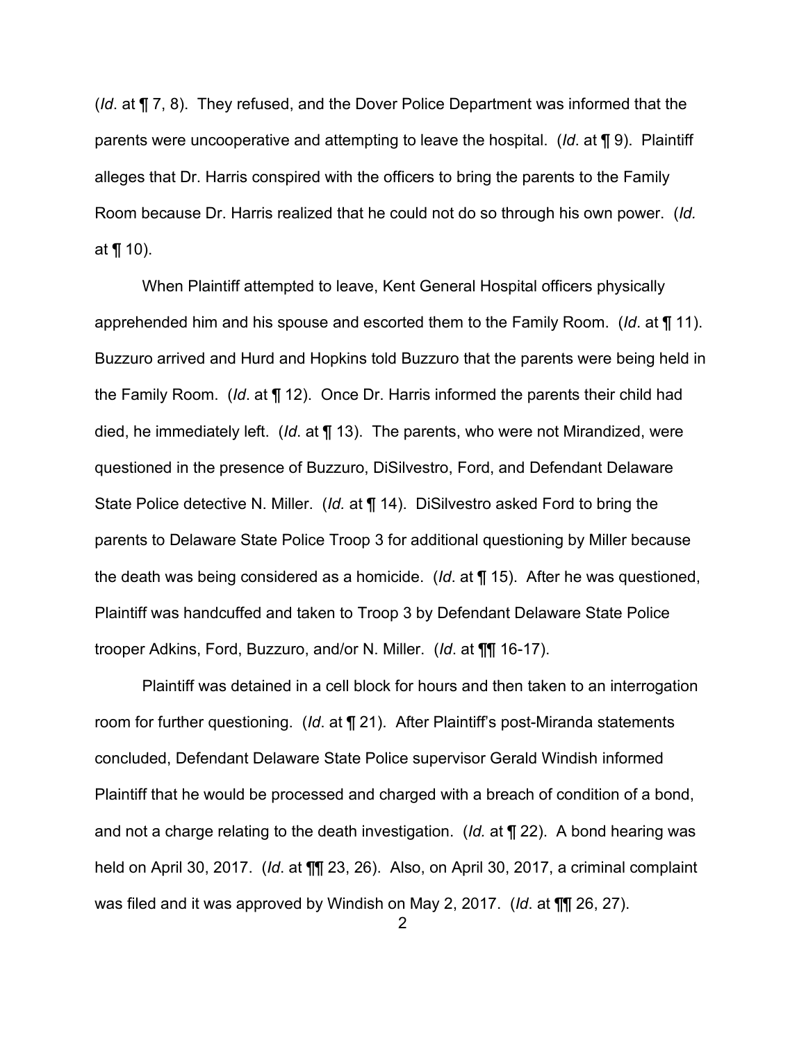(*Id*. at ¶ 7, 8). They refused, and the Dover Police Department was informed that the parents were uncooperative and attempting to leave the hospital. (*Id*. at ¶ 9). Plaintiff alleges that Dr. Harris conspired with the officers to bring the parents to the Family Room because Dr. Harris realized that he could not do so through his own power. (*Id.* at ¶ 10).

When Plaintiff attempted to leave, Kent General Hospital officers physically apprehended him and his spouse and escorted them to the Family Room. (*Id*. at ¶ 11). Buzzuro arrived and Hurd and Hopkins told Buzzuro that the parents were being held in the Family Room. (*Id*. at ¶ 12). Once Dr. Harris informed the parents their child had died, he immediately left. (*Id*. at ¶ 13). The parents, who were not Mirandized, were questioned in the presence of Buzzuro, DiSilvestro, Ford, and Defendant Delaware State Police detective N. Miller. (*Id.* at ¶ 14). DiSilvestro asked Ford to bring the parents to Delaware State Police Troop 3 for additional questioning by Miller because the death was being considered as a homicide. (*Id*. at ¶ 15). After he was questioned, Plaintiff was handcuffed and taken to Troop 3 by Defendant Delaware State Police trooper Adkins, Ford, Buzzuro, and/or N. Miller. (*Id*. at ¶¶ 16-17).

Plaintiff was detained in a cell block for hours and then taken to an interrogation room for further questioning. (*Id*. at ¶ 21). After Plaintiff's post-Miranda statements concluded, Defendant Delaware State Police supervisor Gerald Windish informed Plaintiff that he would be processed and charged with a breach of condition of a bond, and not a charge relating to the death investigation. (*Id.* at ¶ 22). A bond hearing was held on April 30, 2017. (*Id*. at ¶¶ 23, 26). Also, on April 30, 2017, a criminal complaint was filed and it was approved by Windish on May 2, 2017. (*Id*. at ¶¶ 26, 27).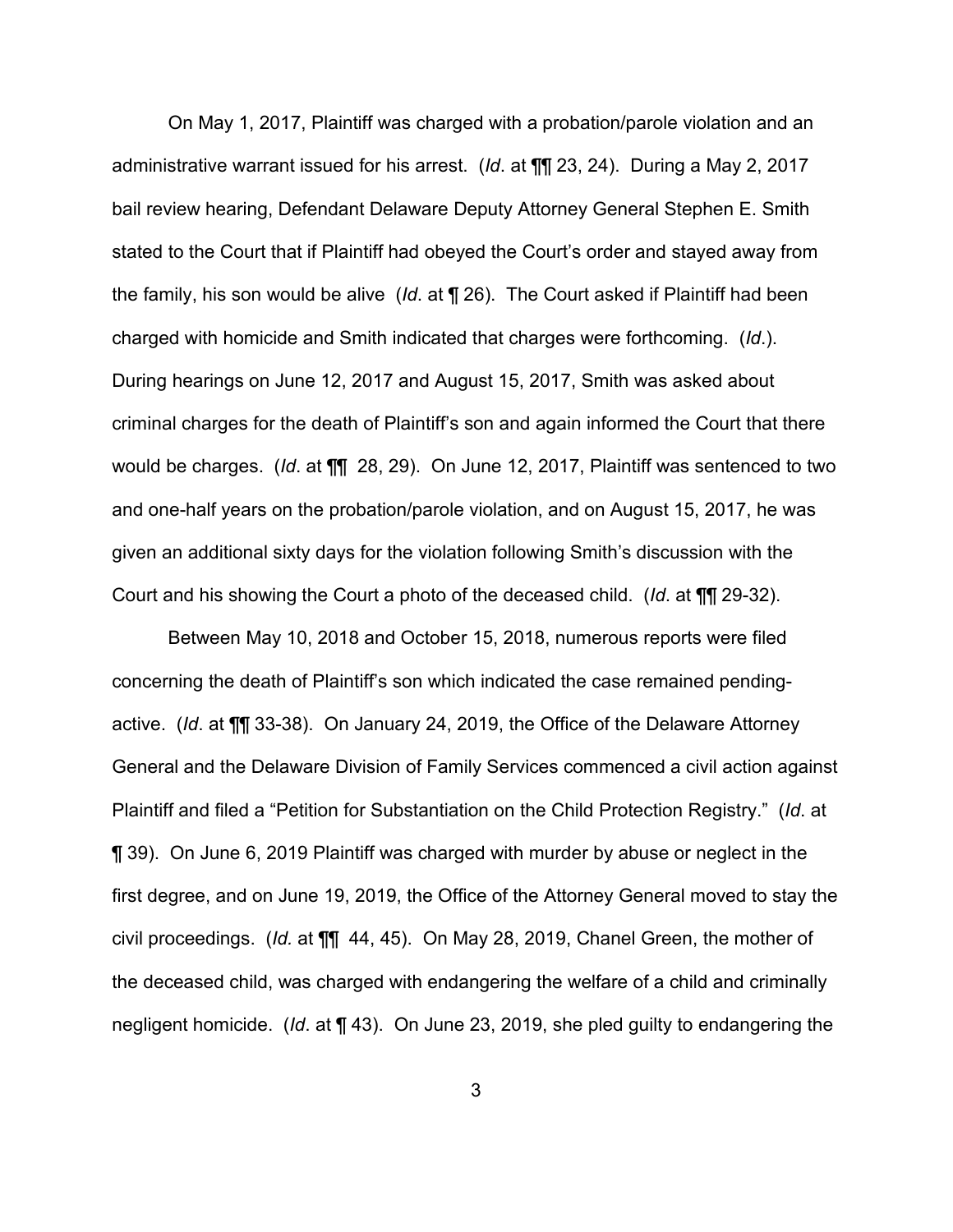On May 1, 2017, Plaintiff was charged with a probation/parole violation and an administrative warrant issued for his arrest. (*Id*. at ¶¶ 23, 24). During a May 2, 2017 bail review hearing, Defendant Delaware Deputy Attorney General Stephen E. Smith stated to the Court that if Plaintiff had obeyed the Court's order and stayed away from the family, his son would be alive (*Id*. at ¶ 26). The Court asked if Plaintiff had been charged with homicide and Smith indicated that charges were forthcoming. (*Id*.). During hearings on June 12, 2017 and August 15, 2017, Smith was asked about criminal charges for the death of Plaintiff's son and again informed the Court that there would be charges. (*Id*. at ¶¶ 28, 29). On June 12, 2017, Plaintiff was sentenced to two and one-half years on the probation/parole violation, and on August 15, 2017, he was given an additional sixty days for the violation following Smith's discussion with the Court and his showing the Court a photo of the deceased child. (*Id*. at ¶¶ 29-32).

Between May 10, 2018 and October 15, 2018, numerous reports were filed concerning the death of Plaintiff's son which indicated the case remained pending-active. (*Id*. at ¶¶ 33-38). On January 24, 2019, the Office of the Delaware Attorney General and the Delaware Division of Family Services commenced a civil action against Plaintiff and filed a "Petition for Substantiation on the Child Protection Registry." (*Id*. at ¶ 39). On June 6, 2019 Plaintiff was charged with murder by abuse or neglect in the first degree, and on June 19, 2019, the Office of the Attorney General moved to stay the civil proceedings. (*Id.* at ¶¶ 44, 45). On May 28, 2019, Chanel Green, the mother of the deceased child, was charged with endangering the welfare of a child and criminally negligent homicide. (*Id*. at ¶ 43). On June 23, 2019, she pled guilty to endangering the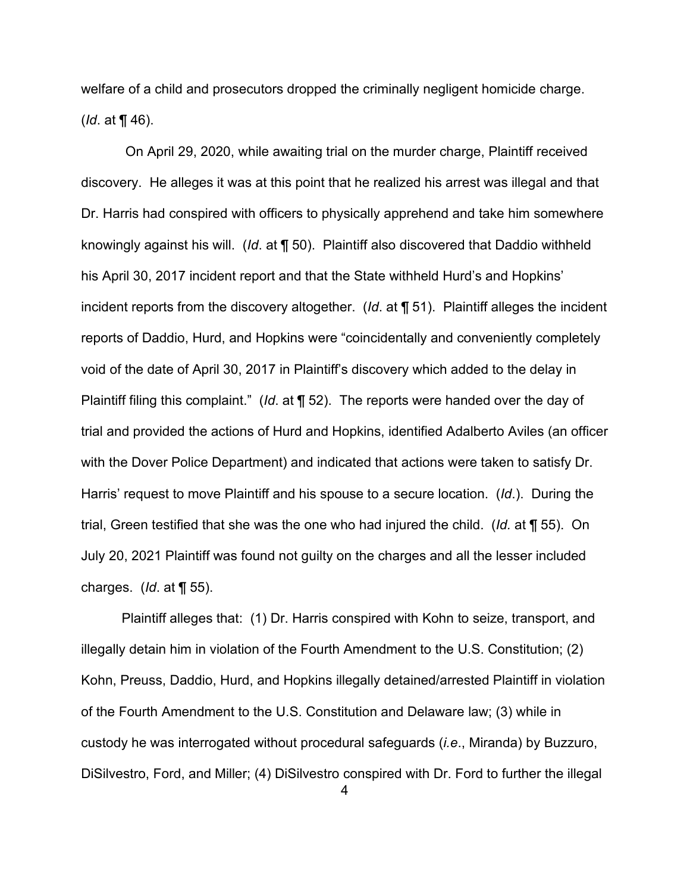welfare of a child and prosecutors dropped the criminally negligent homicide charge. (*Id*. at ¶ 46).

On April 29, 2020, while awaiting trial on the murder charge, Plaintiff received discovery. He alleges it was at this point that he realized his arrest was illegal and that Dr. Harris had conspired with officers to physically apprehend and take him somewhere knowingly against his will. (*Id*. at ¶ 50). Plaintiff also discovered that Daddio withheld his April 30, 2017 incident report and that the State withheld Hurd's and Hopkins' incident reports from the discovery altogether. (*Id*. at ¶ 51). Plaintiff alleges the incident reports of Daddio, Hurd, and Hopkins were "coincidentally and conveniently completely void of the date of April 30, 2017 in Plaintiff's discovery which added to the delay in Plaintiff filing this complaint." (*Id*. at ¶ 52). The reports were handed over the day of trial and provided the actions of Hurd and Hopkins, identified Adalberto Aviles (an officer with the Dover Police Department) and indicated that actions were taken to satisfy Dr. Harris' request to move Plaintiff and his spouse to a secure location. (*Id*.). During the trial, Green testified that she was the one who had injured the child. (*Id.* at ¶ 55). On July 20, 2021 Plaintiff was found not guilty on the charges and all the lesser included charges. (*Id*. at ¶ 55).

Plaintiff alleges that: (1) Dr. Harris conspired with Kohn to seize, transport, and illegally detain him in violation of the Fourth Amendment to the U.S. Constitution; (2) Kohn, Preuss, Daddio, Hurd, and Hopkins illegally detained/arrested Plaintiff in violation of the Fourth Amendment to the U.S. Constitution and Delaware law; (3) while in custody he was interrogated without procedural safeguards (*i.e*., Miranda) by Buzzuro, DiSilvestro, Ford, and Miller; (4) DiSilvestro conspired with Dr. Ford to further the illegal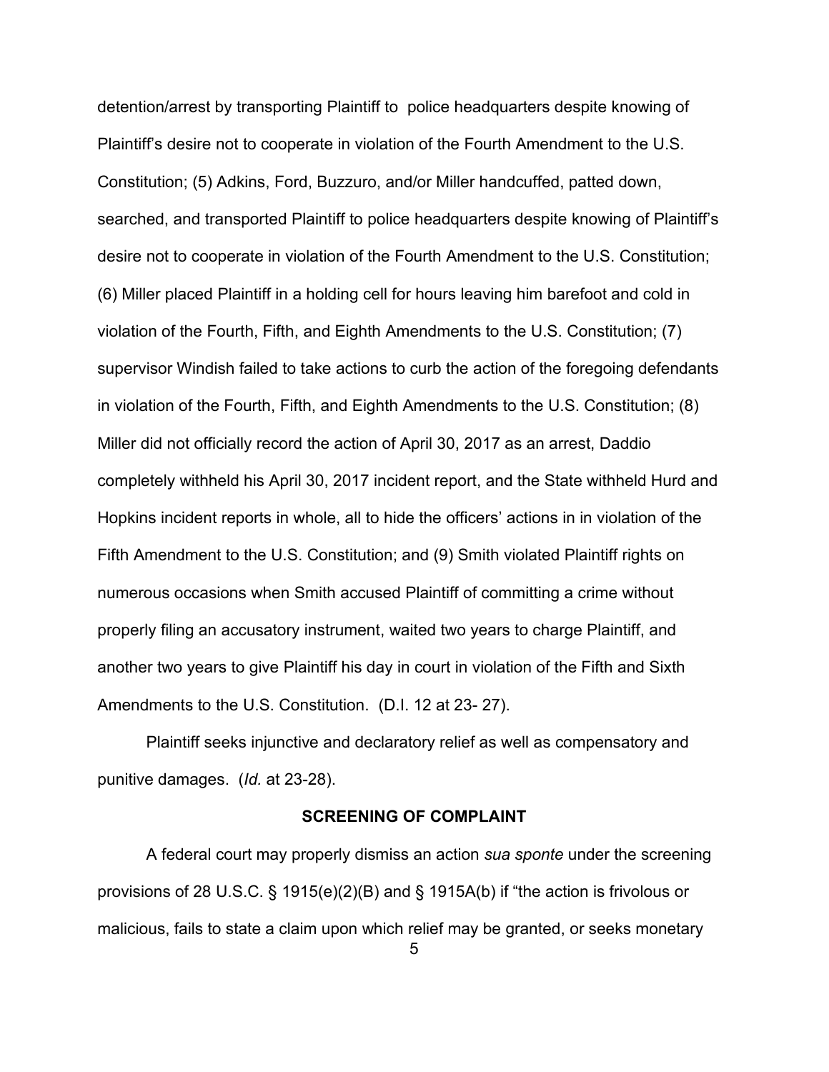detention/arrest by transporting Plaintiff to police headquarters despite knowing of Plaintiff's desire not to cooperate in violation of the Fourth Amendment to the U.S. Constitution; (5) Adkins, Ford, Buzzuro, and/or Miller handcuffed, patted down, searched, and transported Plaintiff to police headquarters despite knowing of Plaintiff's desire not to cooperate in violation of the Fourth Amendment to the U.S. Constitution; (6) Miller placed Plaintiff in a holding cell for hours leaving him barefoot and cold in violation of the Fourth, Fifth, and Eighth Amendments to the U.S. Constitution; (7) supervisor Windish failed to take actions to curb the action of the foregoing defendants in violation of the Fourth, Fifth, and Eighth Amendments to the U.S. Constitution; (8) Miller did not officially record the action of April 30, 2017 as an arrest, Daddio completely withheld his April 30, 2017 incident report, and the State withheld Hurd and Hopkins incident reports in whole, all to hide the officers' actions in in violation of the Fifth Amendment to the U.S. Constitution; and (9) Smith violated Plaintiff rights on numerous occasions when Smith accused Plaintiff of committing a crime without properly filing an accusatory instrument, waited two years to charge Plaintiff, and another two years to give Plaintiff his day in court in violation of the Fifth and Sixth Amendments to the U.S. Constitution. (D.I. 12 at 23- 27).

Plaintiff seeks injunctive and declaratory relief as well as compensatory and punitive damages. (*Id.* at 23-28).

**SCREENING OF COMPLAINT**

A federal court may properly dismiss an action *sua sponte* under the screening provisions of 28 U.S.C. § 1915(e)(2)(B) and § 1915A(b) if "the action is frivolous or malicious, fails to state a claim upon which relief may be granted, or seeks monetary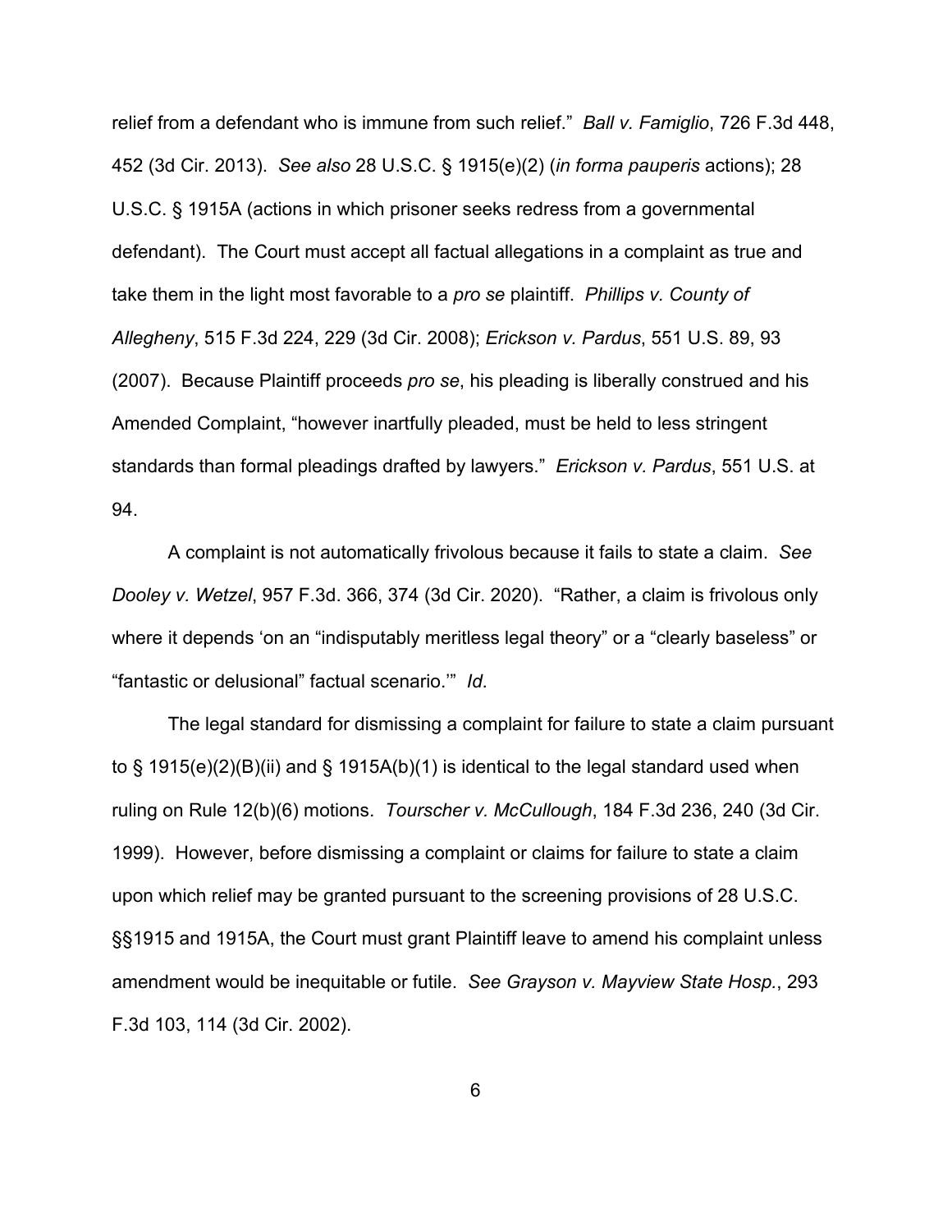relief from a defendant who is immune from such relief." *Ball v. Famiglio*, 726 F.3d 448, 452 (3d Cir. 2013). *See also* 28 U.S.C. § 1915(e)(2) (*in forma pauperis* actions); 28 U.S.C. § 1915A (actions in which prisoner seeks redress from a governmental defendant). The Court must accept all factual allegations in a complaint as true and take them in the light most favorable to a *pro se* plaintiff. *Phillips v. County of Allegheny*, 515 F.3d 224, 229 (3d Cir. 2008); *Erickson v. Pardus*, 551 U.S. 89, 93 (2007). Because Plaintiff proceeds *pro se*, his pleading is liberally construed and his Amended Complaint, "however inartfully pleaded, must be held to less stringent standards than formal pleadings drafted by lawyers." *Erickson v. Pardus*, 551 U.S. at 94.

A complaint is not automatically frivolous because it fails to state a claim. *See Dooley v. Wetzel*, 957 F.3d. 366, 374 (3d Cir. 2020). "Rather, a claim is frivolous only where it depends 'on an "indisputably meritless legal theory" or a "clearly baseless" or "fantastic or delusional" factual scenario.'" *Id*.

The legal standard for dismissing a complaint for failure to state a claim pursuant to § 1915(e)(2)(B)(ii) and § 1915A(b)(1) is identical to the legal standard used when ruling on Rule 12(b)(6) motions. *Tourscher v. McCullough*, 184 F.3d 236, 240 (3d Cir. 1999). However, before dismissing a complaint or claims for failure to state a claim upon which relief may be granted pursuant to the screening provisions of 28 U.S.C. §§1915 and 1915A, the Court must grant Plaintiff leave to amend his complaint unless amendment would be inequitable or futile. *See Grayson v. Mayview State Hosp.*, 293 F.3d 103, 114 (3d Cir. 2002).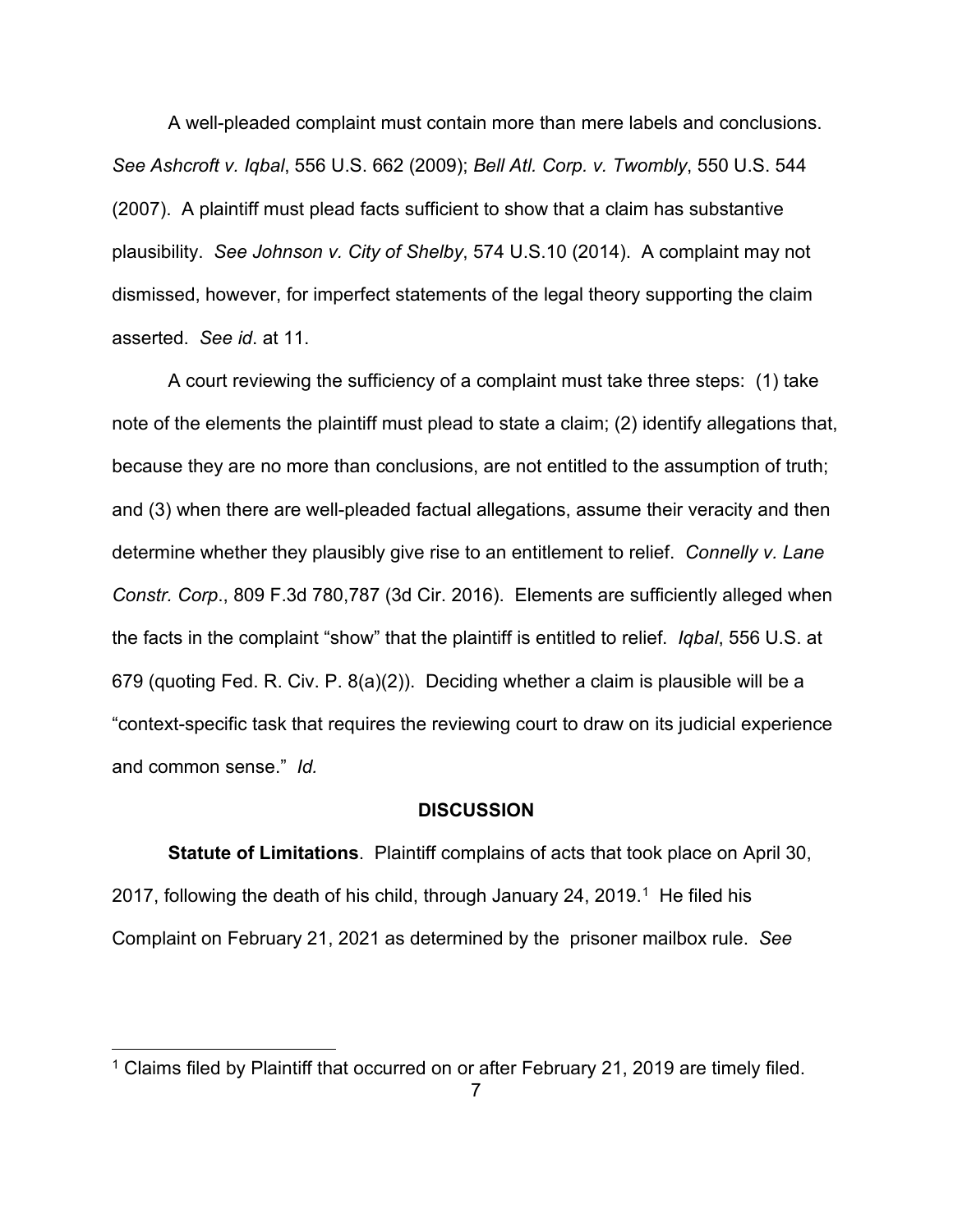A well-pleaded complaint must contain more than mere labels and conclusions. *See Ashcroft v. Iqbal*, 556 U.S. 662 (2009); *Bell Atl. Corp. v. Twombly*, 550 U.S. 544 (2007). A plaintiff must plead facts sufficient to show that a claim has substantive plausibility. *See Johnson v. City of Shelby*, 574 U.S.10 (2014). A complaint may not dismissed, however, for imperfect statements of the legal theory supporting the claim asserted. *See id*. at 11.

A court reviewing the sufficiency of a complaint must take three steps: (1) take note of the elements the plaintiff must plead to state a claim; (2) identify allegations that, because they are no more than conclusions, are not entitled to the assumption of truth; and (3) when there are well-pleaded factual allegations, assume their veracity and then determine whether they plausibly give rise to an entitlement to relief. *Connelly v. Lane Constr. Corp*., 809 F.3d 780,787 (3d Cir. 2016). Elements are sufficiently alleged when the facts in the complaint "show" that the plaintiff is entitled to relief. *Iqbal*, 556 U.S. at 679 (quoting Fed. R. Civ. P. 8(a)(2)). Deciding whether a claim is plausible will be a "context-specific task that requires the reviewing court to draw on its judicial experience and common sense." *Id.*

## DISCUSSION

**Statute of Limitations**. Plaintiff complains of acts that took place on April 30, 2017, following the death of his child, through January 24, 2019.[1] He filed his Complaint on February 21, 2021 as determined by the prisoner mailbox rule. *See*

[1] Claims filed by Plaintiff that occurred on or after February 21, 2019 are timely filed.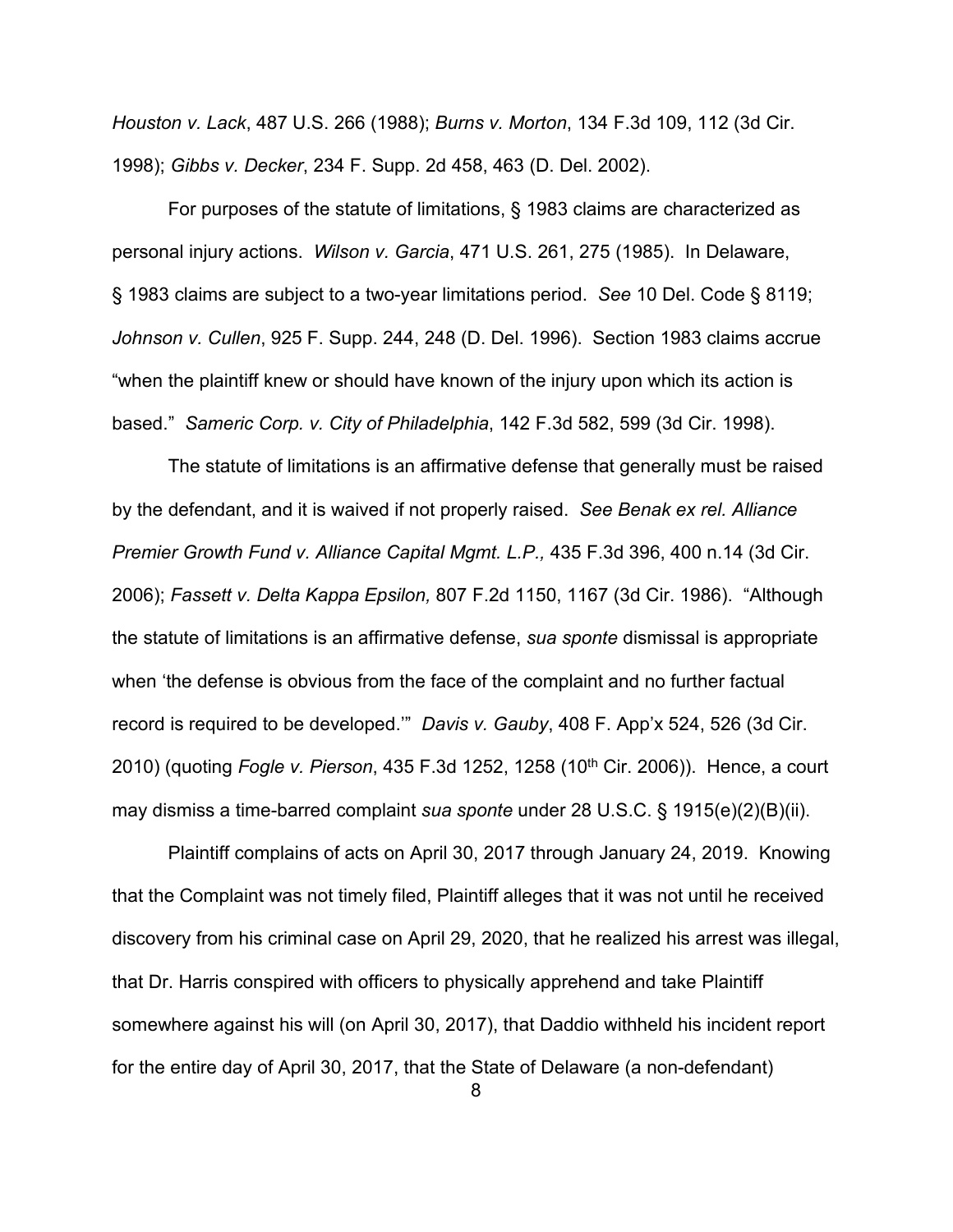*Houston v. Lack*, 487 U.S. 266 (1988); *Burns v. Morton*, 134 F.3d 109, 112 (3d Cir. 1998); *Gibbs v. Decker*, 234 F. Supp. 2d 458, 463 (D. Del. 2002).

For purposes of the statute of limitations, § 1983 claims are characterized as personal injury actions. *Wilson v. Garcia*, 471 U.S. 261, 275 (1985). In Delaware, § 1983 claims are subject to a two-year limitations period. *See* 10 Del. Code § 8119; *Johnson v. Cullen*, 925 F. Supp. 244, 248 (D. Del. 1996). Section 1983 claims accrue "when the plaintiff knew or should have known of the injury upon which its action is based." *Sameric Corp. v. City of Philadelphia*, 142 F.3d 582, 599 (3d Cir. 1998).

The statute of limitations is an affirmative defense that generally must be raised by the defendant, and it is waived if not properly raised. *See Benak ex rel. Alliance Premier Growth Fund v. Alliance Capital Mgmt. L.P.,* 435 F.3d 396, 400 n.14 (3d Cir. 2006); *Fassett v. Delta Kappa Epsilon,* 807 F.2d 1150, 1167 (3d Cir. 1986). "Although the statute of limitations is an affirmative defense, *sua sponte* dismissal is appropriate when 'the defense is obvious from the face of the complaint and no further factual record is required to be developed.'" *Davis v. Gauby*, 408 F. App'x 524, 526 (3d Cir. 2010) (quoting *Fogle v. Pierson*, 435 F.3d 1252, 1258 (10th Cir. 2006)). Hence, a court may dismiss a time-barred complaint *sua sponte* under 28 U.S.C. § 1915(e)(2)(B)(ii).

Plaintiff complains of acts on April 30, 2017 through January 24, 2019. Knowing that the Complaint was not timely filed, Plaintiff alleges that it was not until he received discovery from his criminal case on April 29, 2020, that he realized his arrest was illegal, that Dr. Harris conspired with officers to physically apprehend and take Plaintiff somewhere against his will (on April 30, 2017), that Daddio withheld his incident report for the entire day of April 30, 2017, that the State of Delaware (a non-defendant)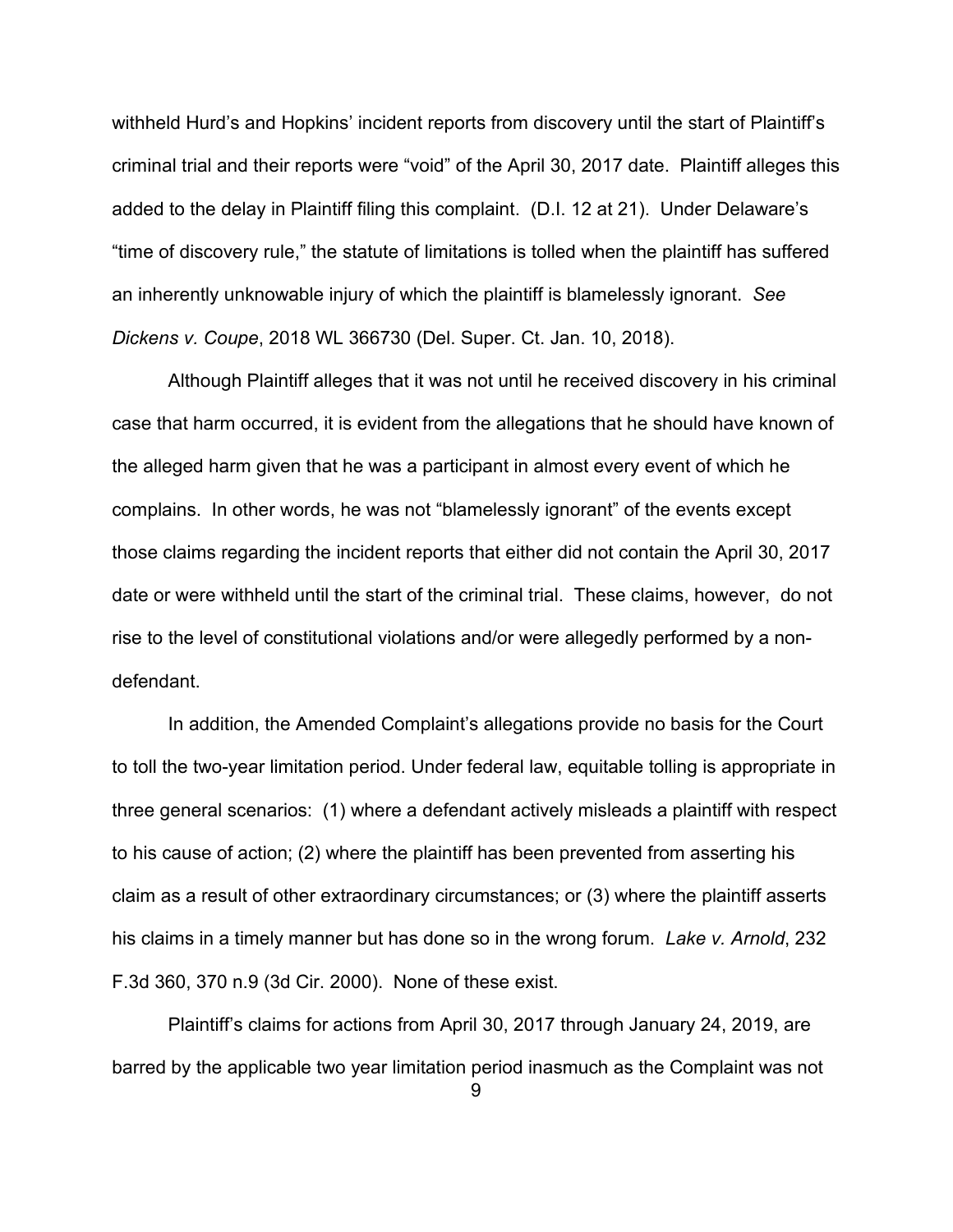withheld Hurd's and Hopkins' incident reports from discovery until the start of Plaintiff's criminal trial and their reports were "void" of the April 30, 2017 date. Plaintiff alleges this added to the delay in Plaintiff filing this complaint. (D.I. 12 at 21). Under Delaware's "time of discovery rule," the statute of limitations is tolled when the plaintiff has suffered an inherently unknowable injury of which the plaintiff is blamelessly ignorant. *See Dickens v. Coupe*, 2018 WL 366730 (Del. Super. Ct. Jan. 10, 2018).

Although Plaintiff alleges that it was not until he received discovery in his criminal case that harm occurred, it is evident from the allegations that he should have known of the alleged harm given that he was a participant in almost every event of which he complains. In other words, he was not "blamelessly ignorant" of the events except those claims regarding the incident reports that either did not contain the April 30, 2017 date or were withheld until the start of the criminal trial. These claims, however, do not rise to the level of constitutional violations and/or were allegedly performed by a non-defendant.

In addition, the Amended Complaint's allegations provide no basis for the Court to toll the two-year limitation period. Under federal law, equitable tolling is appropriate in three general scenarios: (1) where a defendant actively misleads a plaintiff with respect to his cause of action; (2) where the plaintiff has been prevented from asserting his claim as a result of other extraordinary circumstances; or (3) where the plaintiff asserts his claims in a timely manner but has done so in the wrong forum. *Lake v. Arnold*, 232 F.3d 360, 370 n.9 (3d Cir. 2000). None of these exist.

Plaintiff's claims for actions from April 30, 2017 through January 24, 2019, are barred by the applicable two year limitation period inasmuch as the Complaint was not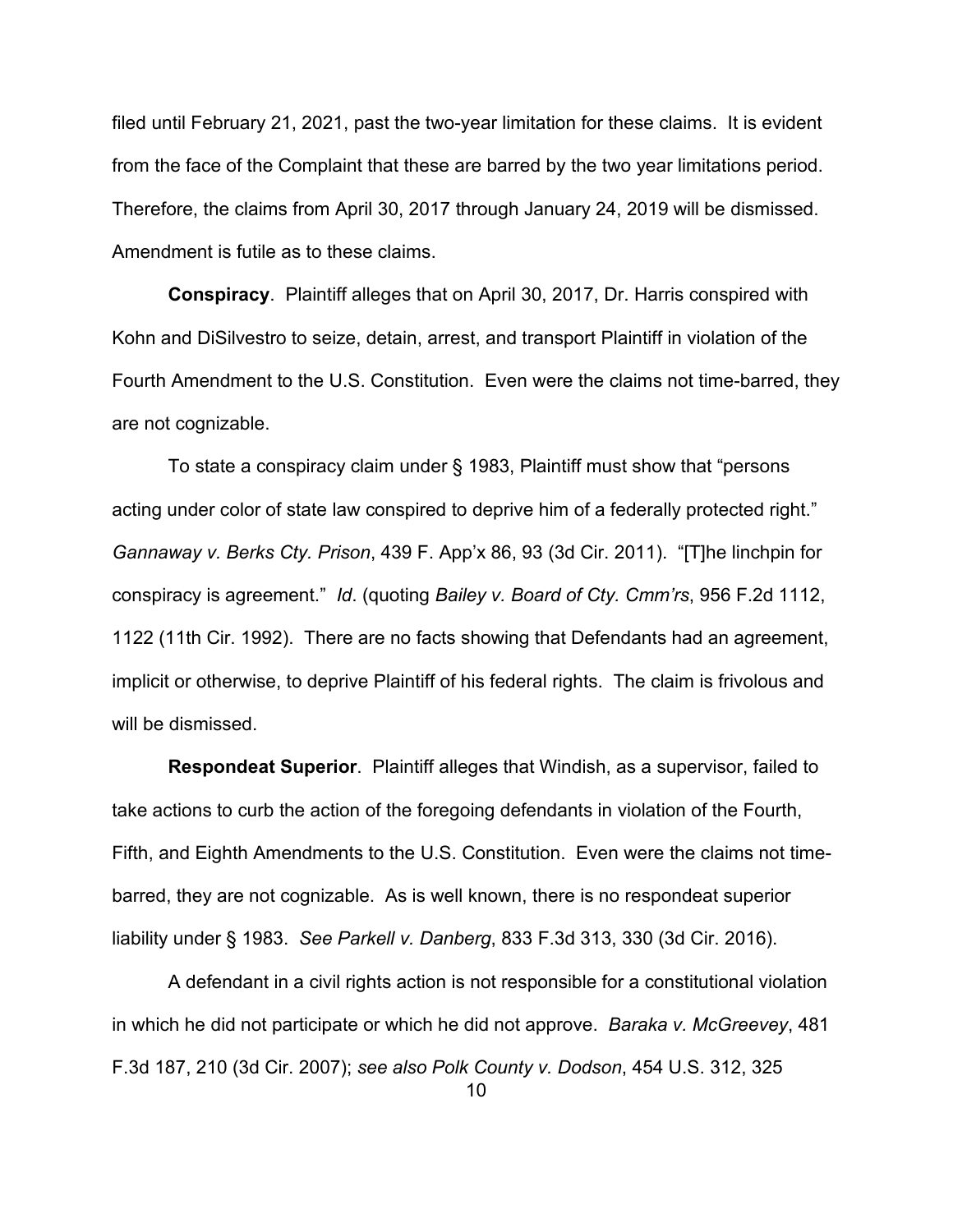filed until February 21, 2021, past the two-year limitation for these claims. It is evident from the face of the Complaint that these are barred by the two year limitations period. Therefore, the claims from April 30, 2017 through January 24, 2019 will be dismissed. Amendment is futile as to these claims.

**Conspiracy**. Plaintiff alleges that on April 30, 2017, Dr. Harris conspired with Kohn and DiSilvestro to seize, detain, arrest, and transport Plaintiff in violation of the Fourth Amendment to the U.S. Constitution. Even were the claims not time-barred, they are not cognizable.

To state a conspiracy claim under § 1983, Plaintiff must show that "persons acting under color of state law conspired to deprive him of a federally protected right." *Gannaway v. Berks Cty. Prison*, 439 F. App'x 86, 93 (3d Cir. 2011). "[T]he linchpin for conspiracy is agreement." *Id*. (quoting *Bailey v. Board of Cty. Cmm'rs*, 956 F.2d 1112, 1122 (11th Cir. 1992). There are no facts showing that Defendants had an agreement, implicit or otherwise, to deprive Plaintiff of his federal rights. The claim is frivolous and will be dismissed.

**Respondeat Superior**. Plaintiff alleges that Windish, as a supervisor, failed to take actions to curb the action of the foregoing defendants in violation of the Fourth, Fifth, and Eighth Amendments to the U.S. Constitution. Even were the claims not time-barred, they are not cognizable. As is well known, there is no respondeat superior liability under § 1983. *See Parkell v. Danberg*, 833 F.3d 313, 330 (3d Cir. 2016).

A defendant in a civil rights action is not responsible for a constitutional violation in which he did not participate or which he did not approve. *Baraka v. McGreevey*, 481 F.3d 187, 210 (3d Cir. 2007); *see also Polk County v. Dodson*, 454 U.S. 312, 325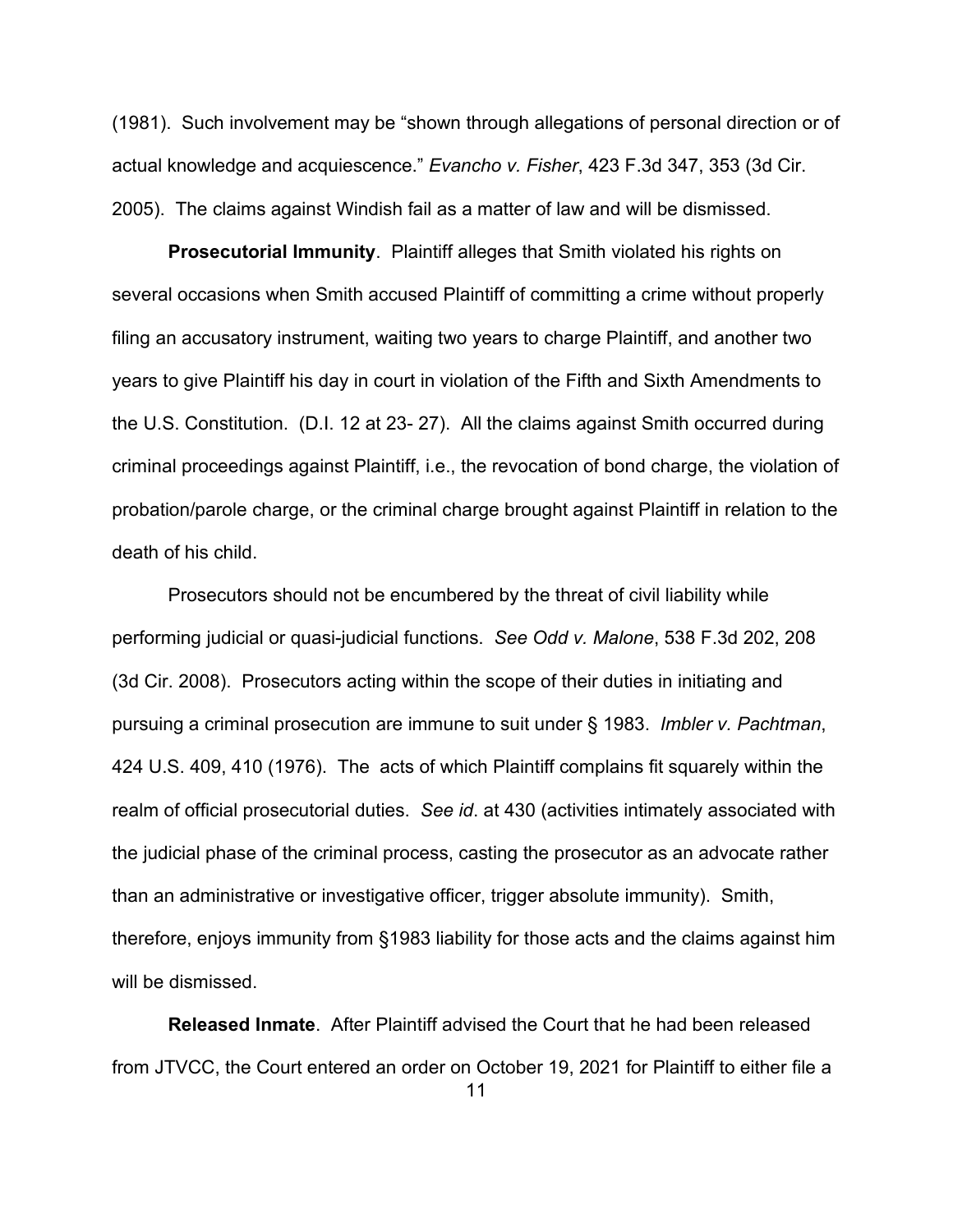(1981). Such involvement may be "shown through allegations of personal direction or of actual knowledge and acquiescence." *Evancho v. Fisher*, 423 F.3d 347, 353 (3d Cir. 2005). The claims against Windish fail as a matter of law and will be dismissed.

**Prosecutorial Immunity**. Plaintiff alleges that Smith violated his rights on several occasions when Smith accused Plaintiff of committing a crime without properly filing an accusatory instrument, waiting two years to charge Plaintiff, and another two years to give Plaintiff his day in court in violation of the Fifth and Sixth Amendments to the U.S. Constitution. (D.I. 12 at 23- 27). All the claims against Smith occurred during criminal proceedings against Plaintiff, i.e., the revocation of bond charge, the violation of probation/parole charge, or the criminal charge brought against Plaintiff in relation to the death of his child.

Prosecutors should not be encumbered by the threat of civil liability while performing judicial or quasi-judicial functions. *See Odd v. Malone*, 538 F.3d 202, 208 (3d Cir. 2008). Prosecutors acting within the scope of their duties in initiating and pursuing a criminal prosecution are immune to suit under § 1983. *Imbler v. Pachtman*, 424 U.S. 409, 410 (1976). The acts of which Plaintiff complains fit squarely within the realm of official prosecutorial duties. *See id*. at 430 (activities intimately associated with the judicial phase of the criminal process, casting the prosecutor as an advocate rather than an administrative or investigative officer, trigger absolute immunity). Smith, therefore, enjoys immunity from §1983 liability for those acts and the claims against him will be dismissed.

**Released Inmate**. After Plaintiff advised the Court that he had been released from JTVCC, the Court entered an order on October 19, 2021 for Plaintiff to either file a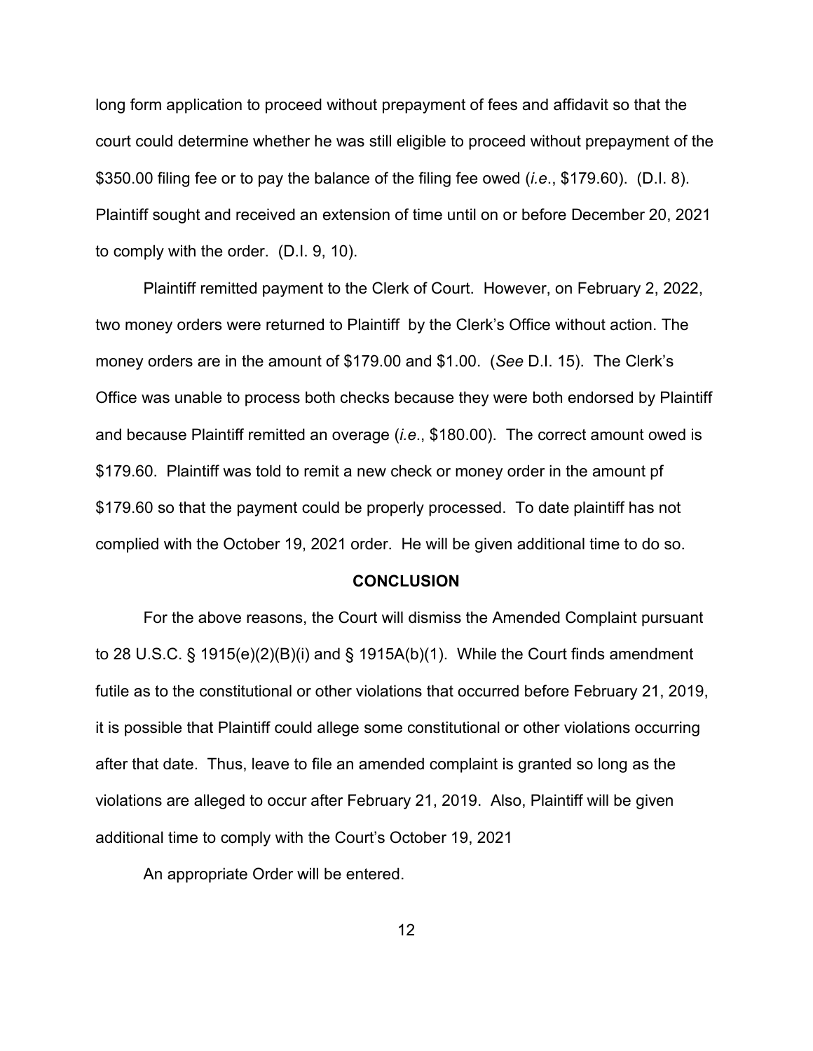long form application to proceed without prepayment of fees and affidavit so that the court could determine whether he was still eligible to proceed without prepayment of the $350.00 filing fee or to pay the balance of the filing fee owed (*i.e*., $179.60). (D.I. 8). Plaintiff sought and received an extension of time until on or before December 20, 2021 to comply with the order. (D.I. 9, 10).

Plaintiff remitted payment to the Clerk of Court. However, on February 2, 2022, two money orders were returned to Plaintiff by the Clerk's Office without action. The money orders are in the amount of $179.00 and $1.00. (*See* D.I. 15). The Clerk's Office was unable to process both checks because they were both endorsed by Plaintiff and because Plaintiff remitted an overage (*i.e*., $180.00). The correct amount owed is $179.60. Plaintiff was told to remit a new check or money order in the amount pf $179.60 so that the payment could be properly processed. To date plaintiff has not complied with the October 19, 2021 order. He will be given additional time to do so.

**CONCLUSION**

For the above reasons, the Court will dismiss the Amended Complaint pursuant to 28 U.S.C. § 1915(e)(2)(B)(i) and § 1915A(b)(1). While the Court finds amendment futile as to the constitutional or other violations that occurred before February 21, 2019, it is possible that Plaintiff could allege some constitutional or other violations occurring after that date. Thus, leave to file an amended complaint is granted so long as the violations are alleged to occur after February 21, 2019. Also, Plaintiff will be given additional time to comply with the Court's October 19, 2021

An appropriate Order will be entered.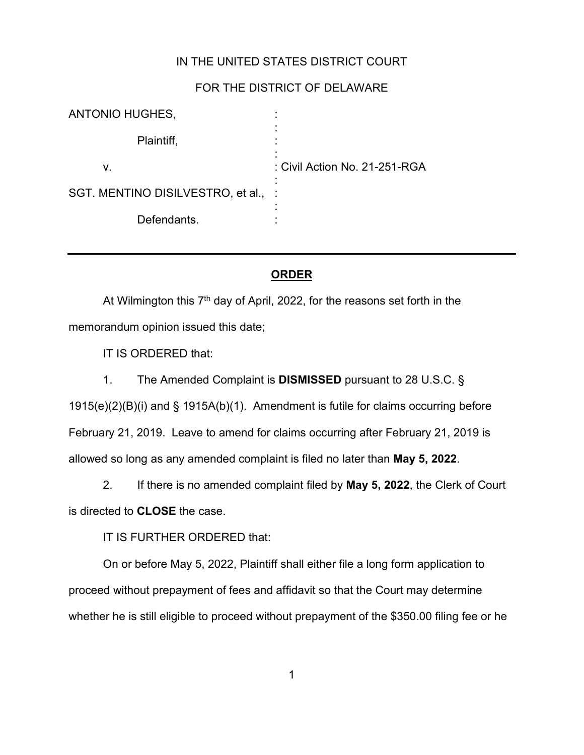IN THE UNITED STATES DISTRICT COURT

FOR THE DISTRICT OF DELAWARE

| | | |
|---|---|---|
| ANTONIO HUGHES, | : | |
| Plaintiff, | : | |
| v. | : | Civil Action No. 21-251-RGA |
| SGT. MENTINO DISILVESTRO, et al., | : | |
| Defendants. | : | |

---

## **ORDER**

At Wilmington this 7th day of April, 2022, for the reasons set forth in the memorandum opinion issued this date;

IT IS ORDERED that:

1. The Amended Complaint is **DISMISSED** pursuant to 28 U.S.C. § 1915(e)(2)(B)(i) and § 1915A(b)(1). Amendment is futile for claims occurring before February 21, 2019. Leave to amend for claims occurring after February 21, 2019 is allowed so long as any amended complaint is filed no later than **May 5, 2022**.

2. If there is no amended complaint filed by **May 5, 2022**, the Clerk of Court is directed to **CLOSE** the case.

IT IS FURTHER ORDERED that:

On or before May 5, 2022, Plaintiff shall either file a long form application to proceed without prepayment of fees and affidavit so that the Court may determine whether he is still eligible to proceed without prepayment of the $350.00 filing fee or he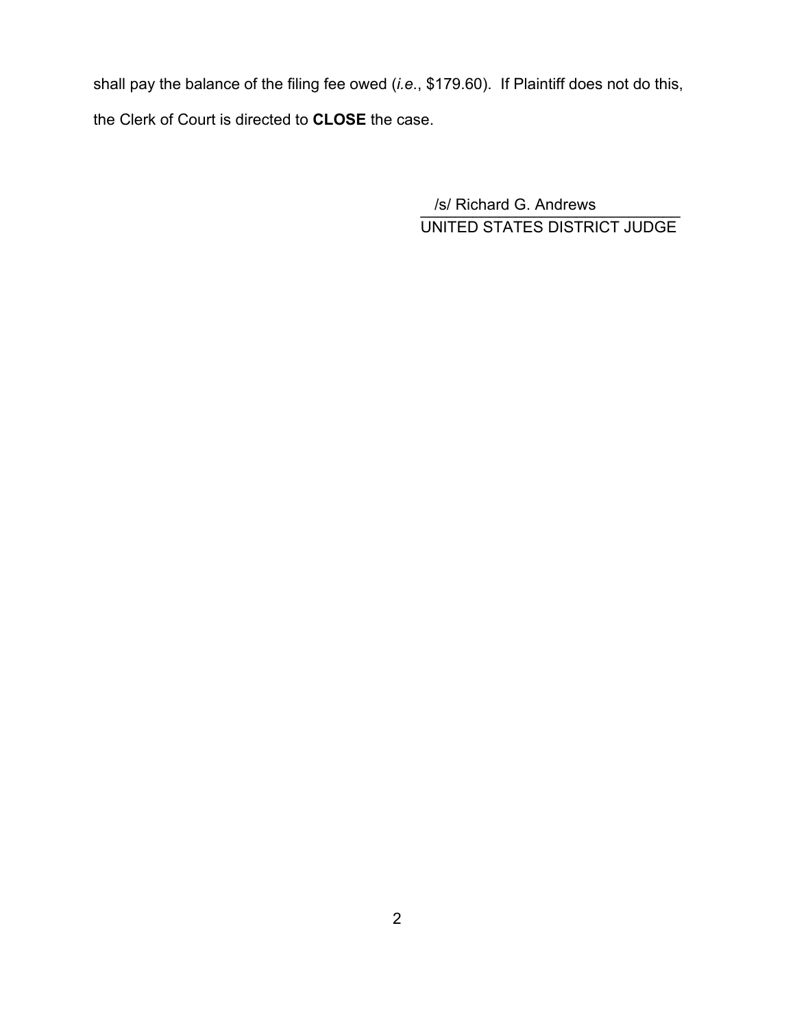shall pay the balance of the filing fee owed (*i.e.*, $179.60). If Plaintiff does not do this, the Clerk of Court is directed to **CLOSE** the case.

/s/ Richard G. Andrews
UNITED STATES DISTRICT JUDGE